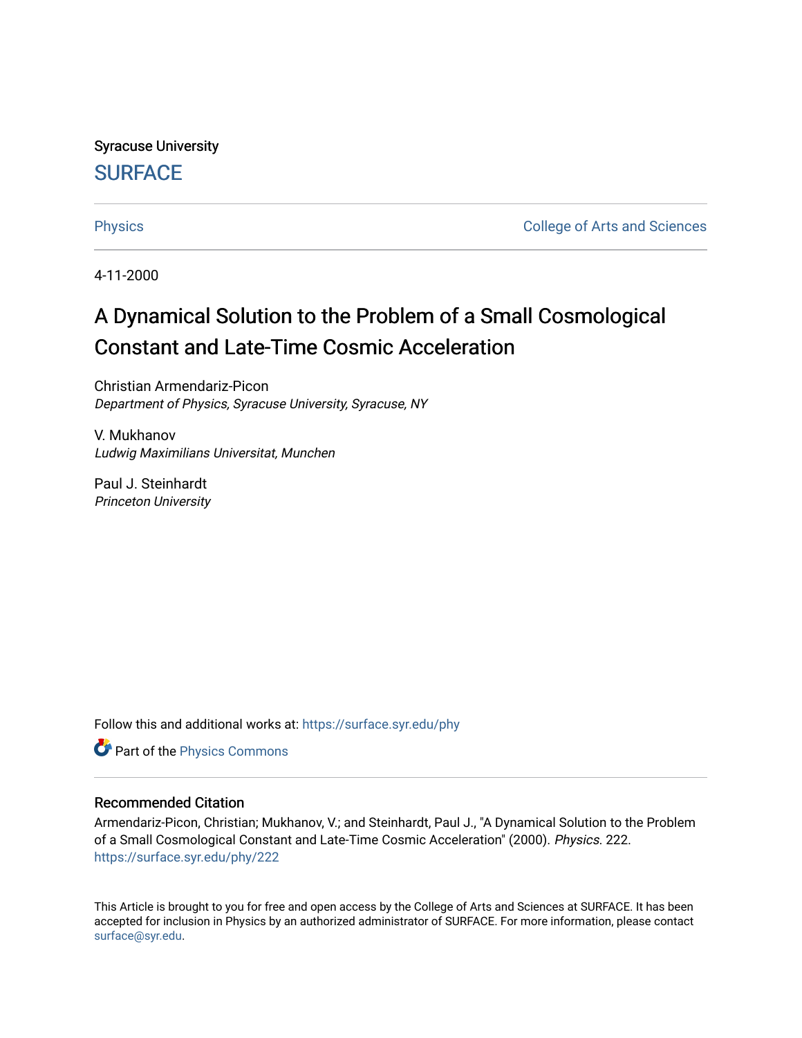Syracuse University

**SURFACE**

Physics | College of Arts and Sciences

4-11-2000

# A Dynamical Solution to the Problem of a Small Cosmological Constant and Late-Time Cosmic Acceleration

Christian Armendariz-Picon
*Department of Physics, Syracuse University, Syracuse, NY*

V. Mukhanov
*Ludwig Maximilians Universitat, Munchen*

Paul J. Steinhardt
*Princeton University*

Follow this and additional works at: https://surface.syr.edu/phy

Part of the Physics Commons

### Recommended Citation

Armendariz-Picon, Christian; Mukhanov, V.; and Steinhardt, Paul J., "A Dynamical Solution to the Problem of a Small Cosmological Constant and Late-Time Cosmic Acceleration" (2000). *Physics*. 222.
https://surface.syr.edu/phy/222

This Article is brought to you for free and open access by the College of Arts and Sciences at SURFACE. It has been accepted for inclusion in Physics by an authorized administrator of SURFACE. For more information, please contact surface@syr.edu.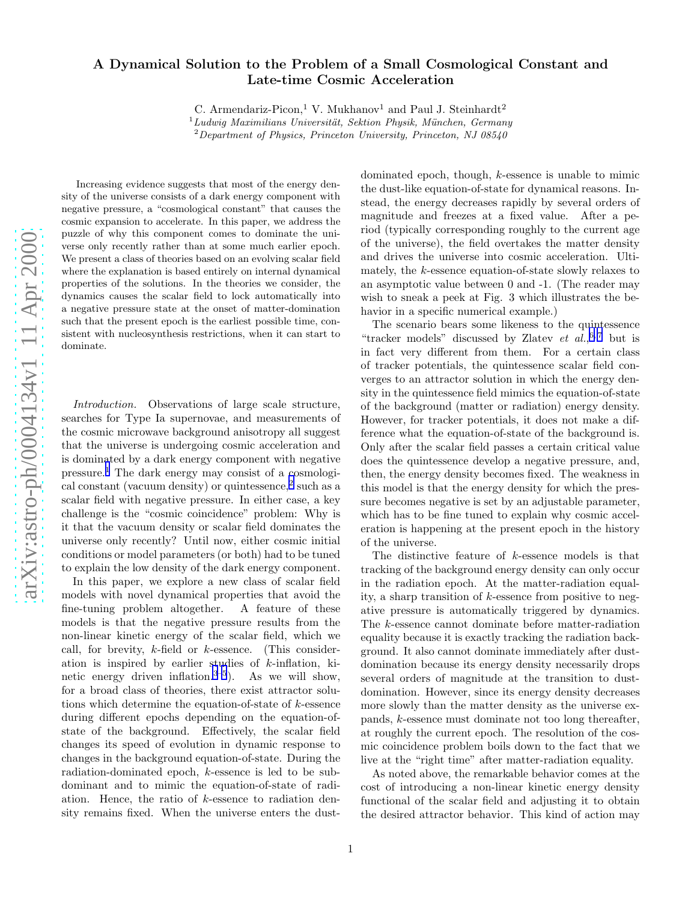# A Dynamical Solution to the Problem of a Small Cosmological Constant and Late-time Cosmic Acceleration

C. Armendariz-Picon,[1] V. Mukhanov[1] and Paul J. Steinhardt[2]

[1] *Ludwig Maximilians Universität, Sektion Physik, München, Germany*

[2] *Department of Physics, Princeton University, Princeton, NJ 08540*

Increasing evidence suggests that most of the energy density of the universe consists of a dark energy component with negative pressure, a "cosmological constant" that causes the cosmic expansion to accelerate. In this paper, we address the puzzle of why this component comes to dominate the universe only recently rather than at some much earlier epoch. We present a class of theories based on an evolving scalar field where the explanation is based entirely on internal dynamical properties of the solutions. In the theories we consider, the dynamics causes the scalar field to lock automatically into a negative pressure state at the onset of matter-domination such that the present epoch is the earliest possible time, consistent with nucleosynthesis restrictions, when it can start to dominate.

*Introduction.* Observations of large scale structure, searches for Type Ia supernovae, and measurements of the cosmic microwave background anisotropy all suggest that the universe is undergoing cosmic acceleration and is dominated by a dark energy component with negative pressure.[1] The dark energy may consist of a cosmological constant (vacuum density) or quintessence,[2] such as a scalar field with negative pressure. In either case, a key challenge is the "cosmic coincidence" problem: Why is it that the vacuum density or scalar field dominates the universe only recently? Until now, either cosmic initial conditions or model parameters (or both) had to be tuned to explain the low density of the dark energy component.

In this paper, we explore a new class of scalar field models with novel dynamical properties that avoid the fine-tuning problem altogether. A feature of these models is that the negative pressure results from the non-linear kinetic energy of the scalar field, which we call, for brevity, *k*-field or *k*-essence. (This consideration is inspired by earlier studies of *k*-inflation, kinetic energy driven inflation.[3–5]). As we will show, for a broad class of theories, there exist attractor solutions which determine the equation-of-state of *k*-essence during different epochs depending on the equation-of-state of the background. Effectively, the scalar field changes its speed of evolution in dynamic response to changes in the background equation-of-state. During the radiation-dominated epoch, *k*-essence is led to be subdominant and to mimic the equation-of-state of radiation. Hence, the ratio of *k*-essence to radiation density remains fixed. When the universe enters the dust-dominated epoch, though, *k*-essence is unable to mimic the dust-like equation-of-state for dynamical reasons. Instead, the energy decreases rapidly by several orders of magnitude and freezes at a fixed value. After a period (typically corresponding roughly to the current age of the universe), the field overtakes the matter density and drives the universe into cosmic acceleration. Ultimately, the *k*-essence equation-of-state slowly relaxes to an asymptotic value between 0 and -1. (The reader may wish to sneak a peek at Fig. 3 which illustrates the behavior in a specific numerical example.)

The scenario bears some likeness to the quintessence "tracker models" discussed by Zlatev *et al.*,[6,7] but is in fact very different from them. For a certain class of tracker potentials, the quintessence scalar field converges to an attractor solution in which the energy density in the quintessence field mimics the equation-of-state of the background (matter or radiation) energy density. However, for tracker potentials, it does not make a difference what the equation-of-state of the background is. Only after the scalar field passes a certain critical value does the quintessence develop a negative pressure, and, then, the energy density becomes fixed. The weakness in this model is that the energy density for which the pressure becomes negative is set by an adjustable parameter, which has to be fine tuned to explain why cosmic acceleration is happening at the present epoch in the history of the universe.

The distinctive feature of *k*-essence models is that tracking of the background energy density can only occur in the radiation epoch. At the matter-radiation equality, a sharp transition of *k*-essence from positive to negative pressure is automatically triggered by dynamics. The *k*-essence cannot dominate before matter-radiation equality because it is exactly tracking the radiation background. It also cannot dominate immediately after dust-domination because its energy density necessarily drops several orders of magnitude at the transition to dust-domination. However, since its energy density decreases more slowly than the matter density as the universe expands, *k*-essence must dominate not too long thereafter, at roughly the current epoch. The resolution of the cosmic coincidence problem boils down to the fact that we live at the "right time" after matter-radiation equality.

As noted above, the remarkable behavior comes at the cost of introducing a non-linear kinetic energy density functional of the scalar field and adjusting it to obtain the desired attractor behavior. This kind of action may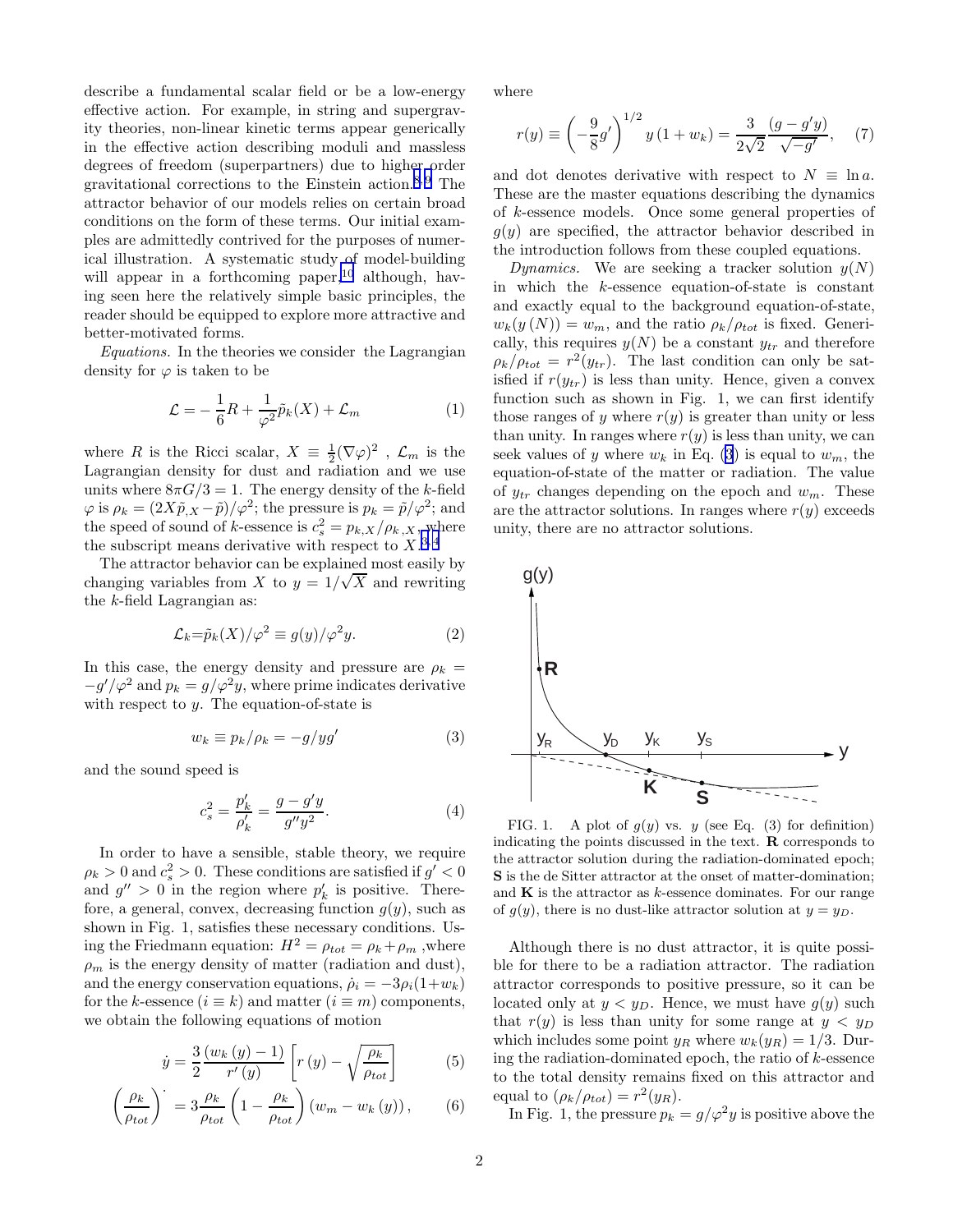describe a fundamental scalar field or be a low-energy effective action. For example, in string and supergravity theories, non-linear kinetic terms appear generically in the effective action describing moduli and massless degrees of freedom (superpartners) due to higher order gravitational corrections to the Einstein action.[8,9] The attractor behavior of our models relies on certain broad conditions on the form of these terms. Our initial examples are admittedly contrived for the purposes of numerical illustration. A systematic study of model-building will appear in a forthcoming paper,[10] although, having seen here the relatively simple basic principles, the reader should be equipped to explore more attractive and better-motivated forms.

*Equations.* In the theories we consider the Lagrangian density for $\varphi$ is taken to be

$$\mathcal{L} = -\frac{1}{6}R + \frac{1}{\varphi^2}\tilde{p}_k(X) + \mathcal{L}_m \tag{1}$$

where $R$ is the Ricci scalar, $X \equiv \frac{1}{2}(\nabla\varphi)^2$ , $\mathcal{L}_m$ is the Lagrangian density for dust and radiation and we use units where $8\pi G/3 = 1$. The energy density of the $k$-field $\varphi$ is $\rho_k = (2X\tilde{p}_{,X} - \tilde{p})/\varphi^2$; the pressure is $p_k = \tilde{p}/\varphi^2$; and the speed of sound of $k$-essence is $c_s^2 = p_{k,X}/\rho_{k,X}$, where the subscript means derivative with respect to $X$.[3,4]

The attractor behavior can be explained most easily by changing variables from $X$ to $y = 1/\sqrt{X}$ and rewriting the $k$-field Lagrangian as:

$$\mathcal{L}_k = \tilde{p}_k(X)/\varphi^2 \equiv g(y)/\varphi^2 y. \tag{2}$$

In this case, the energy density and pressure are $\rho_k = -g'/\varphi^2$ and $p_k = g/\varphi^2 y$, where prime indicates derivative with respect to $y$. The equation-of-state is

$$w_k \equiv p_k/\rho_k = -g/yg' \tag{3}$$

and the sound speed is

$$c_s^2 = \frac{p_k'}{\rho_k'} = \frac{g - g'y}{g''y^2}. \tag{4}$$

In order to have a sensible, stable theory, we require $\rho_k > 0$ and $c_s^2 > 0$. These conditions are satisfied if $g' < 0$ and $g'' > 0$ in the region where $p_k'$ is positive. Therefore, a general, convex, decreasing function $g(y)$, such as shown in Fig. 1, satisfies these necessary conditions. Using the Friedmann equation: $H^2 = \rho_{tot} = \rho_k + \rho_m$ ,where $\rho_m$ is the energy density of matter (radiation and dust), and the energy conservation equations, $\dot{\rho}_i = -3\rho_i(1+w_k)$ for the $k$-essence ($i \equiv k$) and matter ($i \equiv m$) components, we obtain the following equations of motion

$$\dot{y} = \frac{3}{2}\frac{(w_k(y) - 1)}{r'(y)}\left[r(y) - \sqrt{\frac{\rho_k}{\rho_{tot}}}\right] \tag{5}$$

$$\left(\frac{\rho_k}{\rho_{tot}}\right)^{\cdot} = 3\frac{\rho_k}{\rho_{tot}}\left(1 - \frac{\rho_k}{\rho_{tot}}\right)(w_m - w_k(y)), \tag{6}$$

where

$$r(y) \equiv \left(-\frac{9}{8}g'\right)^{1/2} y\,(1 + w_k) = \frac{3}{2\sqrt{2}}\frac{(g - g'y)}{\sqrt{-g'}}, \tag{7}$$

and dot denotes derivative with respect to $N \equiv \ln a$. These are the master equations describing the dynamics of $k$-essence models. Once some general properties of $g(y)$ are specified, the attractor behavior described in the introduction follows from these coupled equations.

*Dynamics.* We are seeking a tracker solution $y(N)$ in which the $k$-essence equation-of-state is constant and exactly equal to the background equation-of-state, $w_k(y(N)) = w_m$, and the ratio $\rho_k/\rho_{tot}$ is fixed. Generically, this requires $y(N)$ be a constant $y_{tr}$ and therefore $\rho_k/\rho_{tot} = r^2(y_{tr})$. The last condition can only be satisfied if $r(y_{tr})$ is less than unity. Hence, given a convex function such as shown in Fig. 1, we can first identify those ranges of $y$ where $r(y)$ is greater than unity or less than unity. In ranges where $r(y)$ is less than unity, we can seek values of $y$ where $w_k$ in Eq. (3) is equal to $w_m$, the equation-of-state of the matter or radiation. The value of $y_{tr}$ changes depending on the epoch and $w_m$. These are the attractor solutions. In ranges where $r(y)$ exceeds unity, there are no attractor solutions.

FIG. 1. A plot of $g(y)$ vs. $y$ (see Eq. (3) for definition) indicating the points discussed in the text. **R** corresponds to the attractor solution during the radiation-dominated epoch; **S** is the de Sitter attractor at the onset of matter-domination; and **K** is the attractor as $k$-essence dominates. For our range of $g(y)$, there is no dust-like attractor solution at $y = y_D$.

Although there is no dust attractor, it is quite possible for there to be a radiation attractor. The radiation attractor corresponds to positive pressure, so it can be located only at $y < y_D$. Hence, we must have $g(y)$ such that $r(y)$ is less than unity for some range at $y < y_D$ which includes some point $y_R$ where $w_k(y_R) = 1/3$. During the radiation-dominated epoch, the ratio of $k$-essence to the total density remains fixed on this attractor and equal to $(\rho_k/\rho_{tot}) = r^2(y_R)$.

In Fig. 1, the pressure $p_k = g/\varphi^2 y$ is positive above the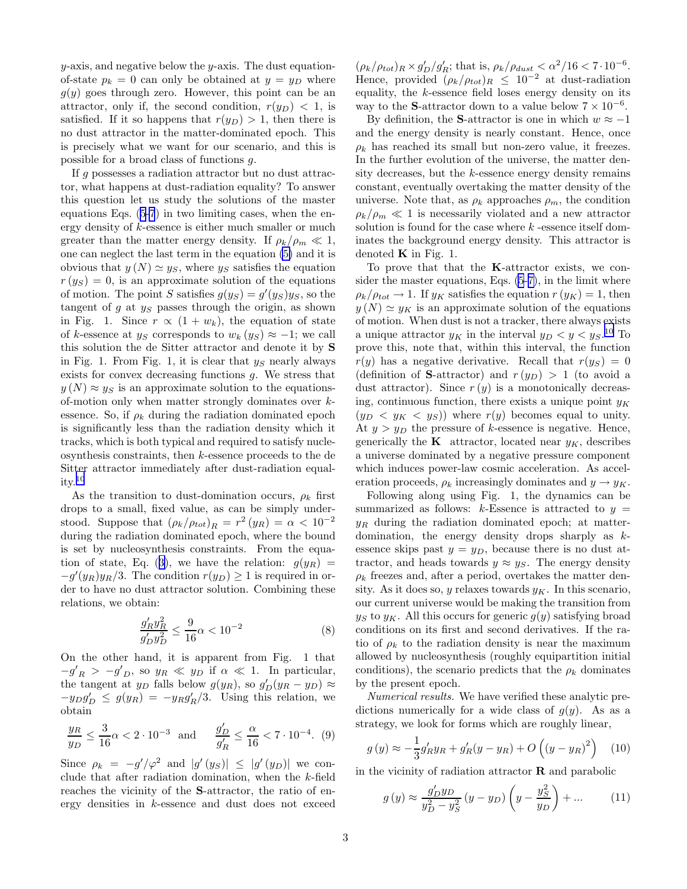$y$-axis, and negative below the $y$-axis. The dust equation-of-state $p_k = 0$ can only be obtained at $y = y_D$ where $g(y)$ goes through zero. However, this point can be an attractor, only if, the second condition, $r(y_D) < 1$, is satisfied. If it so happens that $r(y_D) > 1$, then there is no dust attractor in the matter-dominated epoch. This is precisely what we want for our scenario, and this is possible for a broad class of functions $g$.

If $g$ possesses a radiation attractor but no dust attractor, what happens at dust-radiation equality? To answer this question let us study the solutions of the master equations Eqs. (5-7) in two limiting cases, when the energy density of $k$-essence is either much smaller or much greater than the matter energy density. If $\rho_k/\rho_m \ll 1$, one can neglect the last term in the equation (5) and it is obvious that $y(N) \simeq y_S$, where $y_S$ satisfies the equation $r(y_S) = 0$, is an approximate solution of the equations of motion. The point $S$ satisfies $g(y_S) = g'(y_S)y_S$, so the tangent of $g$ at $y_S$ passes through the origin, as shown in Fig. 1. Since $r \propto (1 + w_k)$, the equation of state of $k$-essence at $y_S$ corresponds to $w_k(y_S) \approx -1$; we call this solution the de Sitter attractor and denote it by **S** in Fig. 1. From Fig. 1, it is clear that $y_S$ nearly always exists for convex decreasing functions $g$. We stress that $y(N) \approx y_S$ is an approximate solution to the equations-of-motion only when matter strongly dominates over $k$-essence. So, if $\rho_k$ during the radiation dominated epoch is significantly less than the radiation density which it tracks, which is both typical and required to satisfy nucleosynthesis constraints, then $k$-essence proceeds to the de Sitter attractor immediately after dust-radiation equality.[10]

As the transition to dust-domination occurs, $\rho_k$ first drops to a small, fixed value, as can be simply understood. Suppose that $(\rho_k/\rho_{tot})_R = r^2(y_R) = \alpha < 10^{-2}$ during the radiation dominated epoch, where the bound is set by nucleosynthesis constraints. From the equation of state, Eq. (3), we have the relation: $g(y_R) = -g'(y_R)y_R/3$. The condition $r(y_D) \geq 1$ is required in order to have no dust attractor solution. Combining these relations, we obtain:

$$\frac{g_R' y_R^2}{g_D' y_D^2} \leq \frac{9}{16}\alpha < 10^{-2} \tag{8}$$

On the other hand, it is apparent from Fig. 1 that $-g'_R > -g'_D$, so $y_R \ll y_D$ if $\alpha \ll 1$. In particular, the tangent at $y_D$ falls below $g(y_R)$, so $g_D'(y_R - y_D) \approx -y_D g_D' \leq g(y_R) = -y_R g_R'/3$. Using this relation, we obtain

$$\frac{y_R}{y_D} \leq \frac{3}{16}\alpha < 2\cdot 10^{-3} \quad \text{and} \quad \frac{g_D'}{g_R'} \leq \frac{\alpha}{16} < 7\cdot 10^{-4}. \tag{9}$$

Since $\rho_k = -g'/\varphi^2$ and $|g'(y_S)| \leq |g'(y_D)|$ we conclude that after radiation domination, when the $k$-field reaches the vicinity of the **S**-attractor, the ratio of energy densities in $k$-essence and dust does not exceed $(\rho_k/\rho_{tot})_R \times g_D'/g_R'$; that is, $\rho_k/\rho_{dust} < \alpha^2/16 < 7\cdot 10^{-6}$. Hence, provided $(\rho_k/\rho_{tot})_R \leq 10^{-2}$ at dust-radiation equality, the $k$-essence field loses energy density on its way to the **S**-attractor down to a value below $7\times 10^{-6}$.

By definition, the **S**-attractor is one in which $w \approx -1$ and the energy density is nearly constant. Hence, once $\rho_k$ has reached its small but non-zero value, it freezes. In the further evolution of the universe, the matter density decreases, but the $k$-essence energy density remains constant, eventually overtaking the matter density of the universe. Note that, as $\rho_k$ approaches $\rho_m$, the condition $\rho_k/\rho_m \ll 1$ is necessarily violated and a new attractor solution is found for the case where $k$ -essence itself dominates the background energy density. This attractor is denoted **K** in Fig. 1.

To prove that that the **K**-attractor exists, we consider the master equations, Eqs. (5-7), in the limit where $\rho_k/\rho_{tot} \to 1$. If $y_K$ satisfies the equation $r(y_K) = 1$, then $y(N) \simeq y_K$ is an approximate solution of the equations of motion. When dust is not a tracker, there always exists a unique attractor $y_K$ in the interval $y_D < y < y_S$.[10] To prove this, note that, within this interval, the function $r(y)$ has a negative derivative. Recall that $r(y_S) = 0$ (definition of **S**-attractor) and $r(y_D) > 1$ (to avoid a dust attractor). Since $r(y)$ is a monotonically decreasing, continuous function, there exists a unique point $y_K$ ($y_D < y_K < y_S$)) where $r(y)$ becomes equal to unity. At $y > y_D$ the pressure of $k$-essence is negative. Hence, generically the **K** attractor, located near $y_K$, describes a universe dominated by a negative pressure component which induces power-law cosmic acceleration. As acceleration proceeds, $\rho_k$ increasingly dominates and $y \to y_K$.

Following along using Fig. 1, the dynamics can be summarized as follows: $k$-Essence is attracted to $y = y_R$ during the radiation dominated epoch; at matter-domination, the energy density drops sharply as $k$-essence skips past $y = y_D$, because there is no dust attractor, and heads towards $y \approx y_S$. The energy density $\rho_k$ freezes and, after a period, overtakes the matter density. As it does so, $y$ relaxes towards $y_K$. In this scenario, our current universe would be making the transition from $y_S$ to $y_K$. All this occurs for generic $g(y)$ satisfying broad conditions on its first and second derivatives. If the ratio of $\rho_k$ to the radiation density is near the maximum allowed by nucleosynthesis (roughly equipartition initial conditions), the scenario predicts that the $\rho_k$ dominates by the present epoch.

*Numerical results.* We have verified these analytic predictions numerically for a wide class of $g(y)$. As as a strategy, we look for forms which are roughly linear,

$$g(y) \approx -\frac{1}{3}g_R' y_R + g_R'(y - y_R) + O\left((y - y_R)^2\right) \tag{10}$$

in the vicinity of radiation attractor **R** and parabolic

$$g(y) \approx \frac{g_D' y_D}{y_D^2 - y_S^2}(y - y_D)\left(y - \frac{y_S^2}{y_D}\right) + ... \tag{11}$$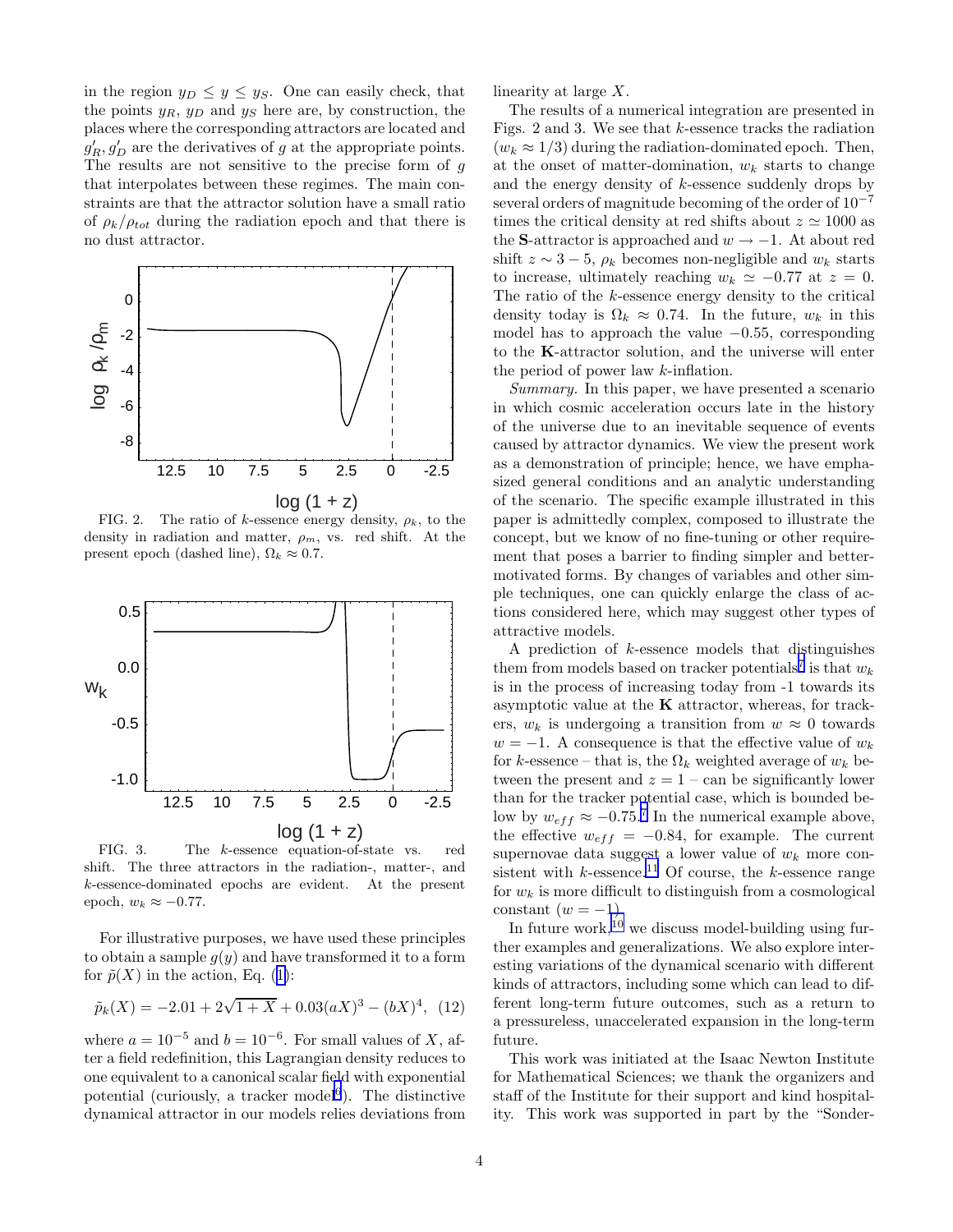in the region $y_D \leq y \leq y_S$. One can easily check, that the points $y_R$, $y_D$ and $y_S$ here are, by construction, the places where the corresponding attractors are located and $g'_R, g'_D$ are the derivatives of $g$ at the appropriate points. The results are not sensitive to the precise form of $g$ that interpolates between these regimes. The main constraints are that the attractor solution have a small ratio of $\rho_k/\rho_{tot}$ during the radiation epoch and that there is no dust attractor.

FIG. 2. The ratio of $k$-essence energy density, $\rho_k$, to the density in radiation and matter, $\rho_m$, vs. red shift. At the present epoch (dashed line), $\Omega_k \approx 0.7$.

FIG. 3. The $k$-essence equation-of-state vs. red shift. The three attractors in the radiation-, matter-, and $k$-essence-dominated epochs are evident. At the present epoch, $w_k \approx -0.77$.

For illustrative purposes, we have used these principles to obtain a sample $g(y)$ and have transformed it to a form for $\tilde{p}(X)$ in the action, Eq. (1):

$$\tilde{p}_k(X) = -2.01 + 2\sqrt{1+X} + 0.03(aX)^3 - (bX)^4, \quad (12)$$

where $a = 10^{-5}$ and $b = 10^{-6}$. For small values of $X$, after a field redefinition, this Lagrangian density reduces to one equivalent to a canonical scalar field with exponential potential (curiously, a tracker model[6]). The distinctive dynamical attractor in our models relies deviations from linearity at large $X$.

The results of a numerical integration are presented in Figs. 2 and 3. We see that $k$-essence tracks the radiation ($w_k \approx 1/3$) during the radiation-dominated epoch. Then, at the onset of matter-domination, $w_k$ starts to change and the energy density of $k$-essence suddenly drops by several orders of magnitude becoming of the order of $10^{-7}$ times the critical density at red shifts about $z \simeq 1000$ as the **S**-attractor is approached and $w \to -1$. At about red shift $z \sim 3-5$, $\rho_k$ becomes non-negligible and $w_k$ starts to increase, ultimately reaching $w_k \simeq -0.77$ at $z = 0$. The ratio of the $k$-essence energy density to the critical density today is $\Omega_k \approx 0.74$. In the future, $w_k$ in this model has to approach the value $-0.55$, corresponding to the **K**-attractor solution, and the universe will enter the period of power law $k$-inflation.

*Summary.* In this paper, we have presented a scenario in which cosmic acceleration occurs late in the history of the universe due to an inevitable sequence of events caused by attractor dynamics. We view the present work as a demonstration of principle; hence, we have emphasized general conditions and an analytic understanding of the scenario. The specific example illustrated in this paper is admittedly complex, composed to illustrate the concept, but we know of no fine-tuning or other requirement that poses a barrier to finding simpler and better-motivated forms. By changes of variables and other simple techniques, one can quickly enlarge the class of actions considered here, which may suggest other types of attractive models.

A prediction of $k$-essence models that distinguishes them from models based on tracker potentials[7] is that $w_k$ is in the process of increasing today from -1 towards its asymptotic value at the **K** attractor, whereas, for trackers, $w_k$ is undergoing a transition from $w \approx 0$ towards $w = -1$. A consequence is that the effective value of $w_k$ for $k$-essence – that is, the $\Omega_k$ weighted average of $w_k$ between the present and $z = 1$ – can be significantly lower than for the tracker potential case, which is bounded below by $w_{eff} \approx -0.75$.[7] In the numerical example above, the effective $w_{eff} = -0.84$, for example. The current supernovae data suggest a lower value of $w_k$ more consistent with $k$-essence.[11] Of course, the $k$-essence range for $w_k$ is more difficult to distinguish from a cosmological constant ($w = -1$).

In future work,[10] we discuss model-building using further examples and generalizations. We also explore interesting variations of the dynamical scenario with different kinds of attractors, including some which can lead to different long-term future outcomes, such as a return to a pressureless, unaccelerated expansion in the long-term future.

This work was initiated at the Isaac Newton Institute for Mathematical Sciences; we thank the organizers and staff of the Institute for their support and kind hospitality. This work was supported in part by the "Sonder-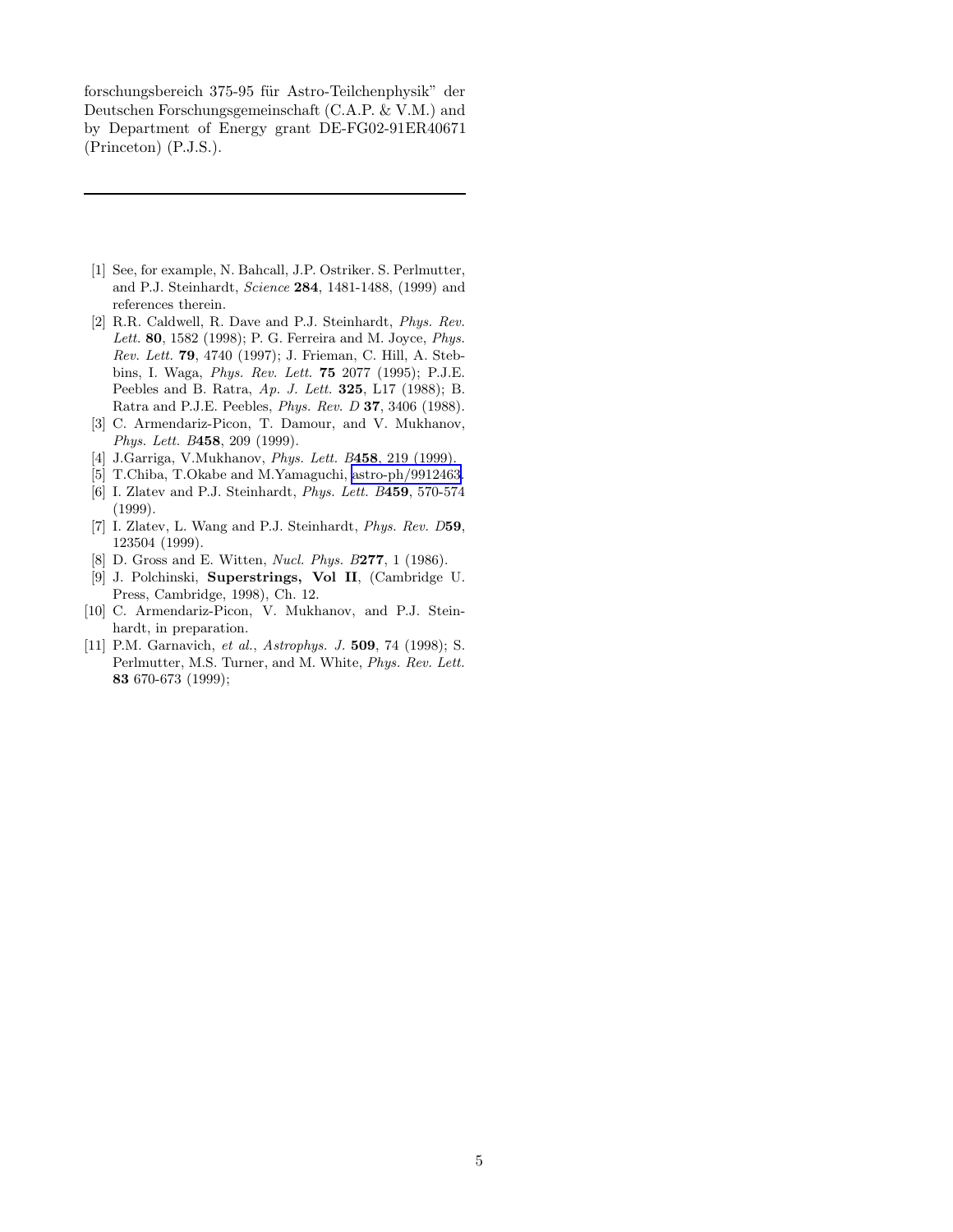forschungsbereich 375-95 für Astro-Teilchenphysik" der Deutschen Forschungsgemeinschaft (C.A.P. & V.M.) and by Department of Energy grant DE-FG02-91ER40671 (Princeton) (P.J.S.).

---

[1] See, for example, N. Bahcall, J.P. Ostriker. S. Perlmutter, and P.J. Steinhardt, *Science* **284**, 1481-1488, (1999) and references therein.

[2] R.R. Caldwell, R. Dave and P.J. Steinhardt, *Phys. Rev. Lett.* **80**, 1582 (1998); P. G. Ferreira and M. Joyce, *Phys. Rev. Lett.* **79**, 4740 (1997); J. Frieman, C. Hill, A. Stebbins, I. Waga, *Phys. Rev. Lett.* **75** 2077 (1995); P.J.E. Peebles and B. Ratra, *Ap. J. Lett.* **325**, L17 (1988); B. Ratra and P.J.E. Peebles, *Phys. Rev. D* **37**, 3406 (1988).

[3] C. Armendariz-Picon, T. Damour, and V. Mukhanov, *Phys. Lett. B***458**, 209 (1999).

[4] J.Garriga, V.Mukhanov, *Phys. Lett. B***458**, 219 (1999).

[5] T.Chiba, T.Okabe and M.Yamaguchi, astro-ph/9912463.

[6] I. Zlatev and P.J. Steinhardt, *Phys. Lett. B***459**, 570-574 (1999).

[7] I. Zlatev, L. Wang and P.J. Steinhardt, *Phys. Rev. D***59**, 123504 (1999).

[8] D. Gross and E. Witten, *Nucl. Phys. B***277**, 1 (1986).

[9] J. Polchinski, **Superstrings, Vol II**, (Cambridge U. Press, Cambridge, 1998), Ch. 12.

[10] C. Armendariz-Picon, V. Mukhanov, and P.J. Steinhardt, in preparation.

[11] P.M. Garnavich, *et al.*, *Astrophys. J.* **509**, 74 (1998); S. Perlmutter, M.S. Turner, and M. White, *Phys. Rev. Lett.* **83** 670-673 (1999);